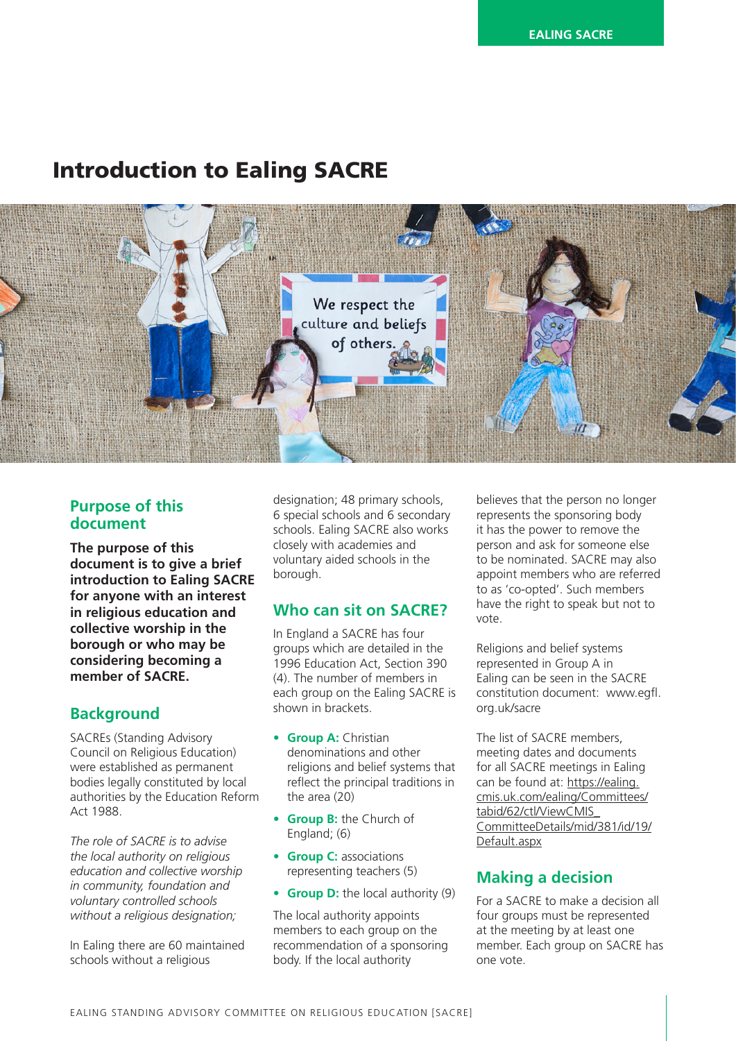# Introduction to Ealing SACRE

## Purpose of this document

**The purpose of this document is to give a brief introduction to Ealing SACRE for anyone with an interest in religious education and collective worship in the borough or who may be considering becoming a member of SACRE.**

## Background

SACREs (Standing Advisory Council on Religious Education) were established as permanent bodies legally constituted by local authorities by the Education Reform Act 1988.

*The role of SACRE is to advise the local authority on religious education and collective worship in community, foundation and voluntary controlled schools without a religious designation;*

In Ealing there are 60 maintained schools without a religious designation; 48 primary schools, 6 special schools and 6 secondary schools. Ealing SACRE also works closely with academies and voluntary aided schools in the borough.

## Who can sit on SACRE?

In England a SACRE has four groups which are detailed in the 1996 Education Act, Section 390 (4). The number of members in each group on the Ealing SACRE is shown in brackets.

- **Group A:** Christian denominations and other religions and belief systems that reflect the principal traditions in the area (20)
- **Group B:** the Church of England; (6)
- **Group C:** associations representing teachers (5)
- **Group D:** the local authority (9)

The local authority appoints members to each group on the recommendation of a sponsoring body. If the local authority believes that the person no longer represents the sponsoring body it has the power to remove the person and ask for someone else to be nominated. SACRE may also appoint members who are referred to as 'co-opted'. Such members have the right to speak but not to vote.

Religions and belief systems represented in Group A in Ealing can be seen in the SACRE constitution document: www.egfl.org.uk/sacre

The list of SACRE members, meeting dates and documents for all SACRE meetings in Ealing can be found at: https://ealing.cmis.uk.com/ealing/Committees/tabid/62/ctl/ViewCMIS_CommitteeDetails/mid/381/id/19/Default.aspx

## Making a decision

For a SACRE to make a decision all four groups must be represented at the meeting by at least one member. Each group on SACRE has one vote.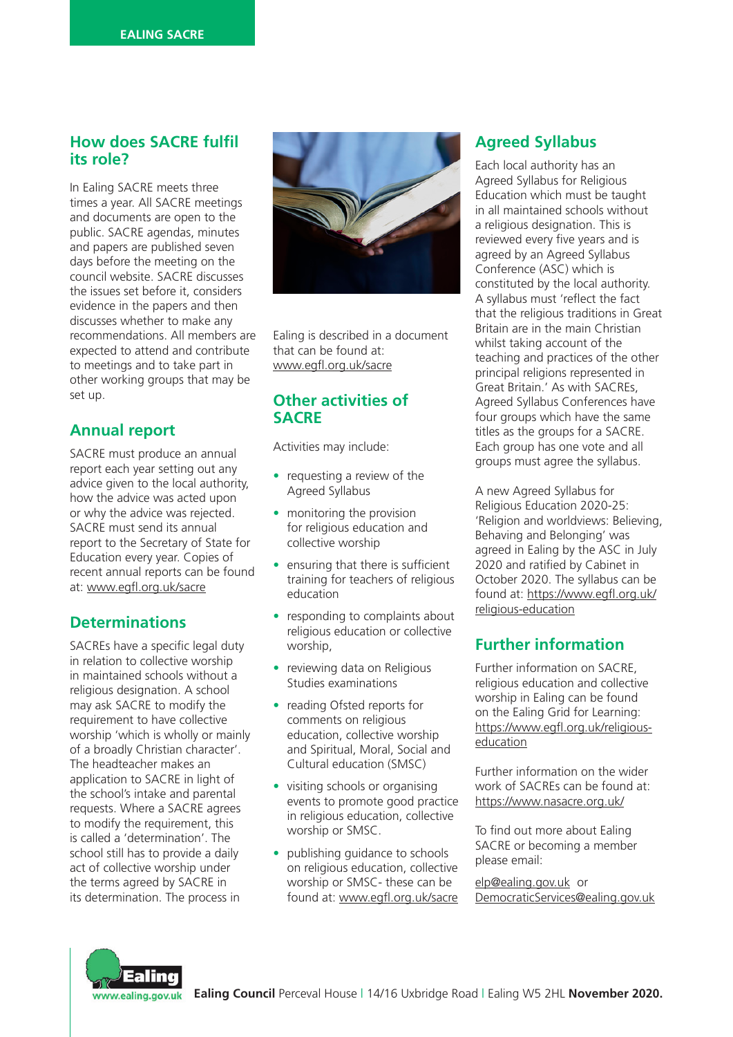## How does SACRE fulfil its role?

In Ealing SACRE meets three times a year. All SACRE meetings and documents are open to the public. SACRE agendas, minutes and papers are published seven days before the meeting on the council website. SACRE discusses the issues set before it, considers evidence in the papers and then discusses whether to make any recommendations. All members are expected to attend and contribute to meetings and to take part in other working groups that may be set up.

## Annual report

SACRE must produce an annual report each year setting out any advice given to the local authority, how the advice was acted upon or why the advice was rejected. SACRE must send its annual report to the Secretary of State for Education every year. Copies of recent annual reports can be found at: www.egfl.org.uk/sacre

## Determinations

SACREs have a specific legal duty in relation to collective worship in maintained schools without a religious designation. A school may ask SACRE to modify the requirement to have collective worship 'which is wholly or mainly of a broadly Christian character'. The headteacher makes an application to SACRE in light of the school's intake and parental requests. Where a SACRE agrees to modify the requirement, this is called a 'determination'. The school still has to provide a daily act of collective worship under the terms agreed by SACRE in its determination. The process in Ealing is described in a document that can be found at: www.egfl.org.uk/sacre

## Other activities of SACRE

Activities may include:

- requesting a review of the Agreed Syllabus
- monitoring the provision for religious education and collective worship
- ensuring that there is sufficient training for teachers of religious education
- responding to complaints about religious education or collective worship,
- reviewing data on Religious Studies examinations
- reading Ofsted reports for comments on religious education, collective worship and Spiritual, Moral, Social and Cultural education (SMSC)
- visiting schools or organising events to promote good practice in religious education, collective worship or SMSC.
- publishing guidance to schools on religious education, collective worship or SMSC- these can be found at: www.egfl.org.uk/sacre

## Agreed Syllabus

Each local authority has an Agreed Syllabus for Religious Education which must be taught in all maintained schools without a religious designation. This is reviewed every five years and is agreed by an Agreed Syllabus Conference (ASC) which is constituted by the local authority. A syllabus must 'reflect the fact that the religious traditions in Great Britain are in the main Christian whilst taking account of the teaching and practices of the other principal religions represented in Great Britain.' As with SACREs, Agreed Syllabus Conferences have four groups which have the same titles as the groups for a SACRE. Each group has one vote and all groups must agree the syllabus.

A new Agreed Syllabus for Religious Education 2020-25: 'Religion and worldviews: Believing, Behaving and Belonging' was agreed in Ealing by the ASC in July 2020 and ratified by Cabinet in October 2020. The syllabus can be found at: https://www.egfl.org.uk/religious-education

## Further information

Further information on SACRE, religious education and collective worship in Ealing can be found on the Ealing Grid for Learning: https://www.egfl.org.uk/religious-education

Further information on the wider work of SACREs can be found at: https://www.nasacre.org.uk/

To find out more about Ealing SACRE or becoming a member please email:

elp@ealing.gov.uk or DemocraticServices@ealing.gov.uk

Ealing www.ealing.gov.uk **Ealing Council** Perceval House | 14/16 Uxbridge Road | Ealing W5 2HL **November 2020.**